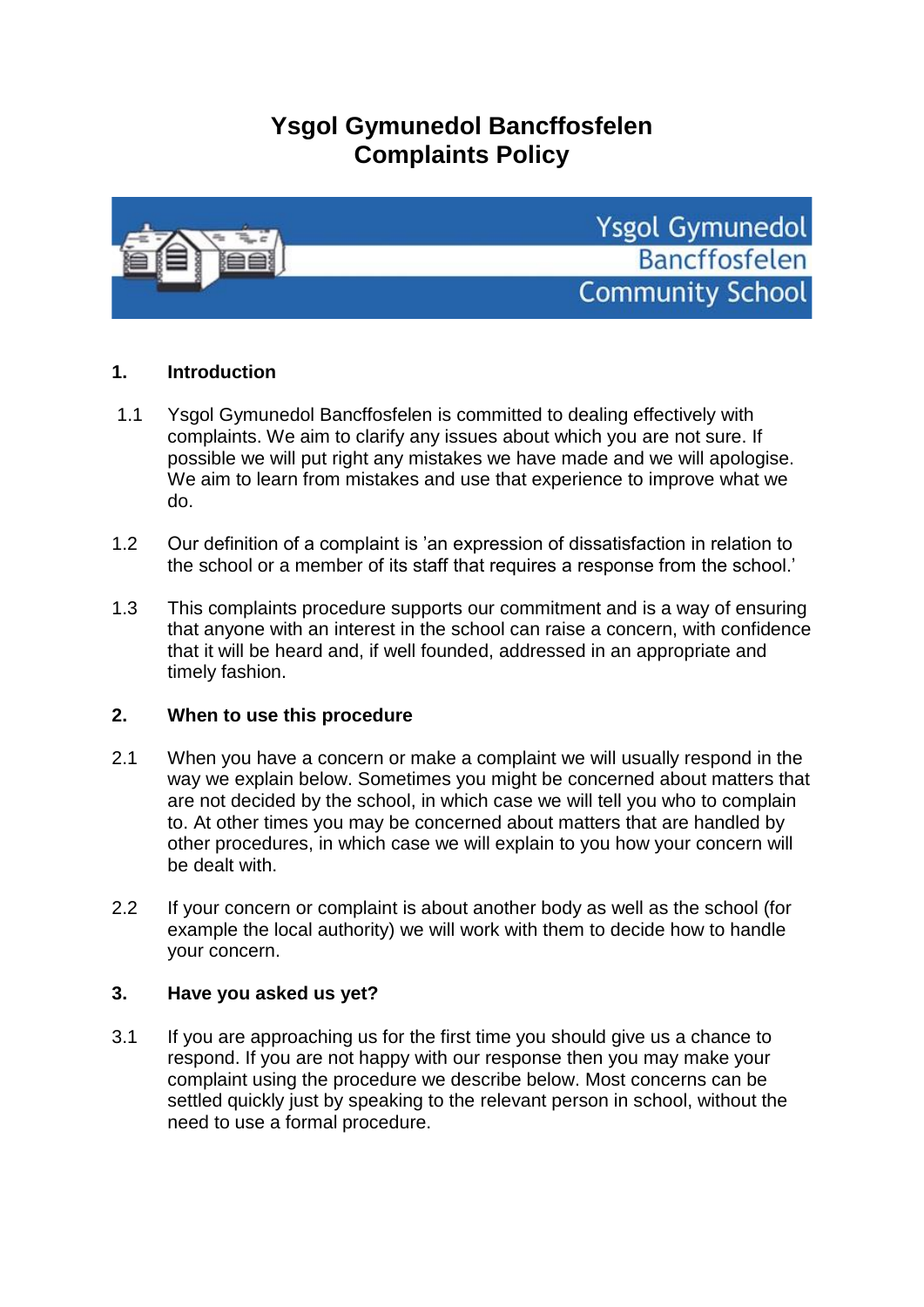# Ysgol Gymunedol Bancffosfelen
# Complaints Policy

Ysgol Gymunedol Bancffosfelen Community School

## 1. Introduction

1.1 Ysgol Gymunedol Bancffosfelen is committed to dealing effectively with complaints. We aim to clarify any issues about which you are not sure. If possible we will put right any mistakes we have made and we will apologise. We aim to learn from mistakes and use that experience to improve what we do.

1.2 Our definition of a complaint is 'an expression of dissatisfaction in relation to the school or a member of its staff that requires a response from the school.'

1.3 This complaints procedure supports our commitment and is a way of ensuring that anyone with an interest in the school can raise a concern, with confidence that it will be heard and, if well founded, addressed in an appropriate and timely fashion.

## 2. When to use this procedure

2.1 When you have a concern or make a complaint we will usually respond in the way we explain below. Sometimes you might be concerned about matters that are not decided by the school, in which case we will tell you who to complain to. At other times you may be concerned about matters that are handled by other procedures, in which case we will explain to you how your concern will be dealt with.

2.2 If your concern or complaint is about another body as well as the school (for example the local authority) we will work with them to decide how to handle your concern.

## 3. Have you asked us yet?

3.1 If you are approaching us for the first time you should give us a chance to respond. If you are not happy with our response then you may make your complaint using the procedure we describe below. Most concerns can be settled quickly just by speaking to the relevant person in school, without the need to use a formal procedure.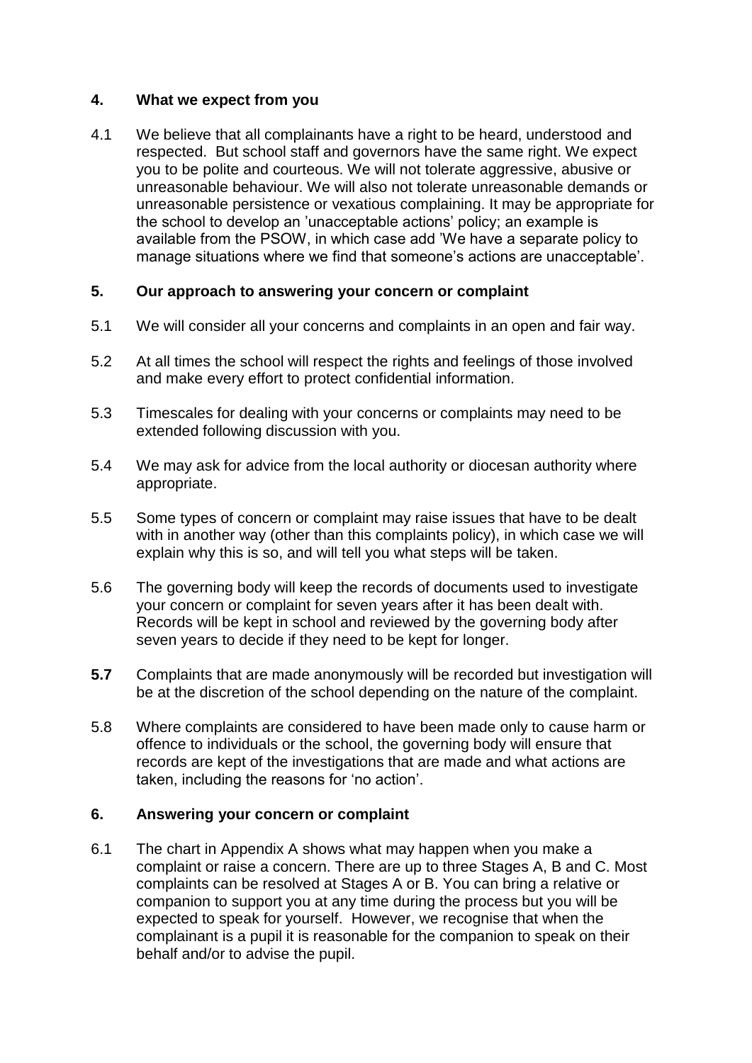## 4. What we expect from you

4.1 We believe that all complainants have a right to be heard, understood and respected. But school staff and governors have the same right. We expect you to be polite and courteous. We will not tolerate aggressive, abusive or unreasonable behaviour. We will also not tolerate unreasonable demands or unreasonable persistence or vexatious complaining. It may be appropriate for the school to develop an 'unacceptable actions' policy; an example is available from the PSOW, in which case add 'We have a separate policy to manage situations where we find that someone's actions are unacceptable'.

## 5. Our approach to answering your concern or complaint

5.1 We will consider all your concerns and complaints in an open and fair way.

5.2 At all times the school will respect the rights and feelings of those involved and make every effort to protect confidential information.

5.3 Timescales for dealing with your concerns or complaints may need to be extended following discussion with you.

5.4 We may ask for advice from the local authority or diocesan authority where appropriate.

5.5 Some types of concern or complaint may raise issues that have to be dealt with in another way (other than this complaints policy), in which case we will explain why this is so, and will tell you what steps will be taken.

5.6 The governing body will keep the records of documents used to investigate your concern or complaint for seven years after it has been dealt with. Records will be kept in school and reviewed by the governing body after seven years to decide if they need to be kept for longer.

**5.7** Complaints that are made anonymously will be recorded but investigation will be at the discretion of the school depending on the nature of the complaint.

5.8 Where complaints are considered to have been made only to cause harm or offence to individuals or the school, the governing body will ensure that records are kept of the investigations that are made and what actions are taken, including the reasons for 'no action'.

## 6. Answering your concern or complaint

6.1 The chart in Appendix A shows what may happen when you make a complaint or raise a concern. There are up to three Stages A, B and C. Most complaints can be resolved at Stages A or B. You can bring a relative or companion to support you at any time during the process but you will be expected to speak for yourself. However, we recognise that when the complainant is a pupil it is reasonable for the companion to speak on their behalf and/or to advise the pupil.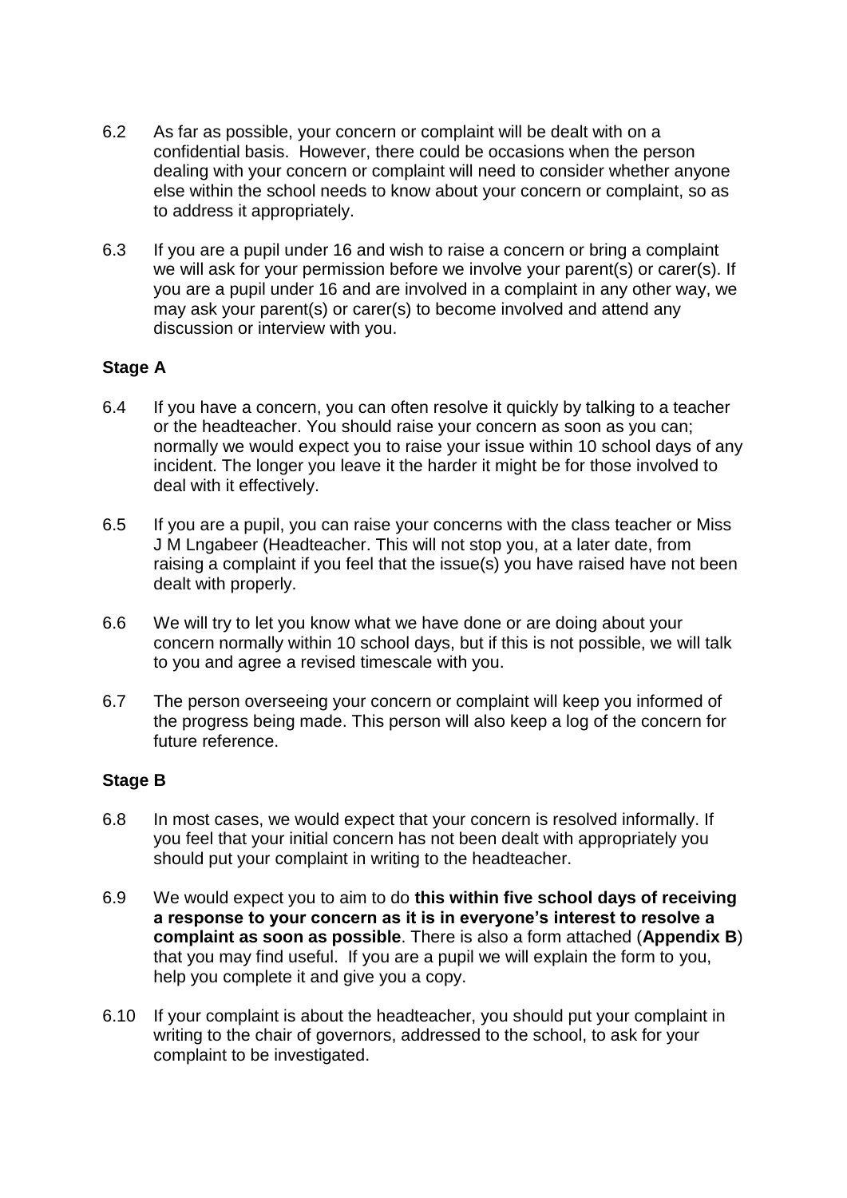6.2 As far as possible, your concern or complaint will be dealt with on a confidential basis. However, there could be occasions when the person dealing with your concern or complaint will need to consider whether anyone else within the school needs to know about your concern or complaint, so as to address it appropriately.

6.3 If you are a pupil under 16 and wish to raise a concern or bring a complaint we will ask for your permission before we involve your parent(s) or carer(s). If you are a pupil under 16 and are involved in a complaint in any other way, we may ask your parent(s) or carer(s) to become involved and attend any discussion or interview with you.

### Stage A

6.4 If you have a concern, you can often resolve it quickly by talking to a teacher or the headteacher. You should raise your concern as soon as you can; normally we would expect you to raise your issue within 10 school days of any incident. The longer you leave it the harder it might be for those involved to deal with it effectively.

6.5 If you are a pupil, you can raise your concerns with the class teacher or Miss J M Lngabeer (Headteacher. This will not stop you, at a later date, from raising a complaint if you feel that the issue(s) you have raised have not been dealt with properly.

6.6 We will try to let you know what we have done or are doing about your concern normally within 10 school days, but if this is not possible, we will talk to you and agree a revised timescale with you.

6.7 The person overseeing your concern or complaint will keep you informed of the progress being made. This person will also keep a log of the concern for future reference.

### Stage B

6.8 In most cases, we would expect that your concern is resolved informally. If you feel that your initial concern has not been dealt with appropriately you should put your complaint in writing to the headteacher.

6.9 We would expect you to aim to do **this within five school days of receiving a response to your concern as it is in everyone's interest to resolve a complaint as soon as possible**. There is also a form attached (**Appendix B**) that you may find useful. If you are a pupil we will explain the form to you, help you complete it and give you a copy.

6.10 If your complaint is about the headteacher, you should put your complaint in writing to the chair of governors, addressed to the school, to ask for your complaint to be investigated.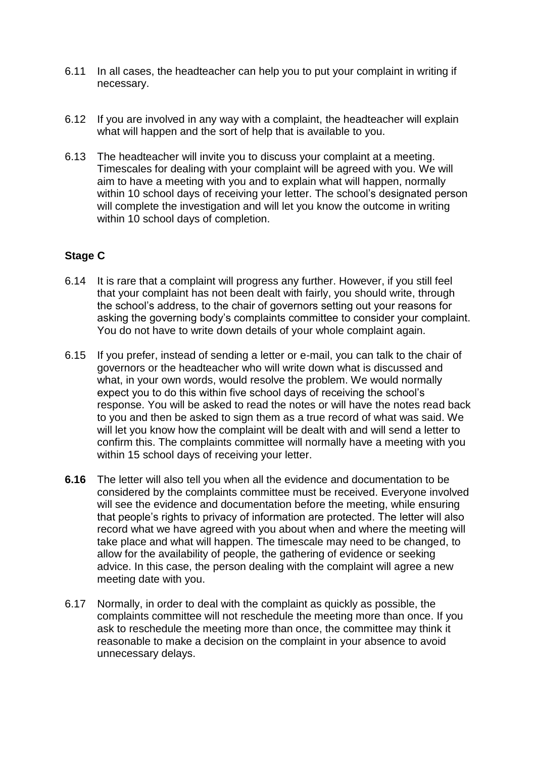6.11 In all cases, the headteacher can help you to put your complaint in writing if necessary.

6.12 If you are involved in any way with a complaint, the headteacher will explain what will happen and the sort of help that is available to you.

6.13 The headteacher will invite you to discuss your complaint at a meeting. Timescales for dealing with your complaint will be agreed with you. We will aim to have a meeting with you and to explain what will happen, normally within 10 school days of receiving your letter. The school's designated person will complete the investigation and will let you know the outcome in writing within 10 school days of completion.

### Stage C

6.14 It is rare that a complaint will progress any further. However, if you still feel that your complaint has not been dealt with fairly, you should write, through the school's address, to the chair of governors setting out your reasons for asking the governing body's complaints committee to consider your complaint. You do not have to write down details of your whole complaint again.

6.15 If you prefer, instead of sending a letter or e-mail, you can talk to the chair of governors or the headteacher who will write down what is discussed and what, in your own words, would resolve the problem. We would normally expect you to do this within five school days of receiving the school's response. You will be asked to read the notes or will have the notes read back to you and then be asked to sign them as a true record of what was said. We will let you know how the complaint will be dealt with and will send a letter to confirm this. The complaints committee will normally have a meeting with you within 15 school days of receiving your letter.

**6.16** The letter will also tell you when all the evidence and documentation to be considered by the complaints committee must be received. Everyone involved will see the evidence and documentation before the meeting, while ensuring that people's rights to privacy of information are protected. The letter will also record what we have agreed with you about when and where the meeting will take place and what will happen. The timescale may need to be changed, to allow for the availability of people, the gathering of evidence or seeking advice. In this case, the person dealing with the complaint will agree a new meeting date with you.

6.17 Normally, in order to deal with the complaint as quickly as possible, the complaints committee will not reschedule the meeting more than once. If you ask to reschedule the meeting more than once, the committee may think it reasonable to make a decision on the complaint in your absence to avoid unnecessary delays.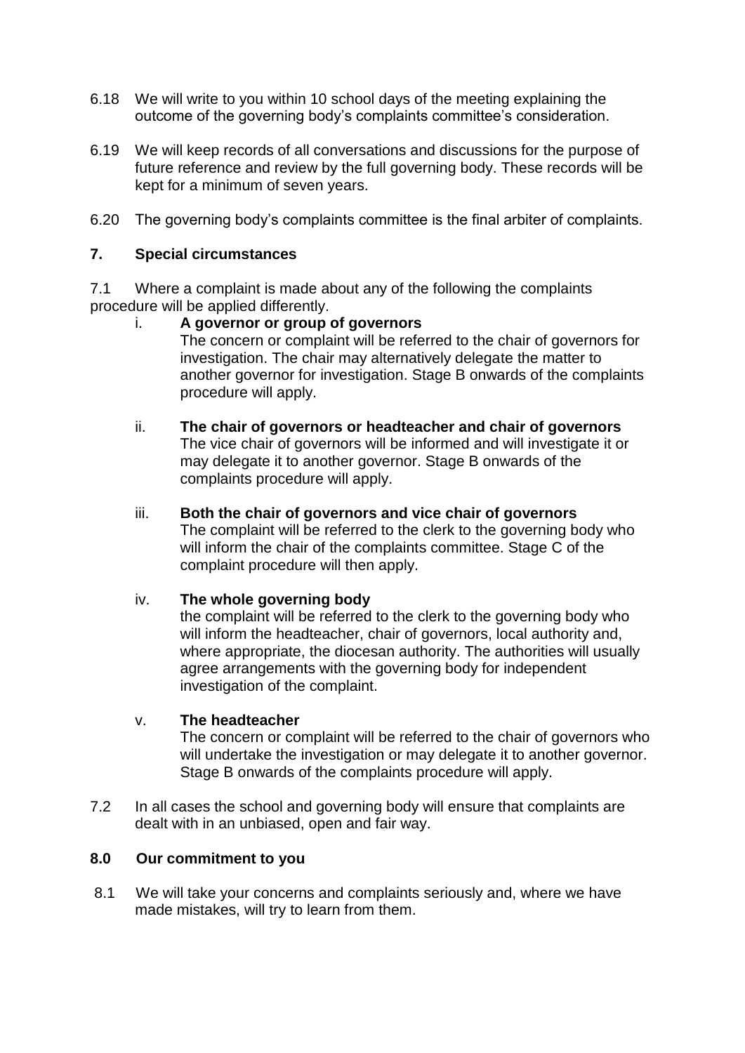6.18 We will write to you within 10 school days of the meeting explaining the outcome of the governing body's complaints committee's consideration.

6.19 We will keep records of all conversations and discussions for the purpose of future reference and review by the full governing body. These records will be kept for a minimum of seven years.

6.20 The governing body's complaints committee is the final arbiter of complaints.

## 7. Special circumstances

7.1 Where a complaint is made about any of the following the complaints procedure will be applied differently.

i. **A governor or group of governors**
The concern or complaint will be referred to the chair of governors for investigation. The chair may alternatively delegate the matter to another governor for investigation. Stage B onwards of the complaints procedure will apply.

ii. **The chair of governors or headteacher and chair of governors**
The vice chair of governors will be informed and will investigate it or may delegate it to another governor. Stage B onwards of the complaints procedure will apply.

iii. **Both the chair of governors and vice chair of governors**
The complaint will be referred to the clerk to the governing body who will inform the chair of the complaints committee. Stage C of the complaint procedure will then apply.

iv. **The whole governing body**
the complaint will be referred to the clerk to the governing body who will inform the headteacher, chair of governors, local authority and, where appropriate, the diocesan authority. The authorities will usually agree arrangements with the governing body for independent investigation of the complaint.

v. **The headteacher**
The concern or complaint will be referred to the chair of governors who will undertake the investigation or may delegate it to another governor. Stage B onwards of the complaints procedure will apply.

7.2 In all cases the school and governing body will ensure that complaints are dealt with in an unbiased, open and fair way.

## 8.0 Our commitment to you

8.1 We will take your concerns and complaints seriously and, where we have made mistakes, will try to learn from them.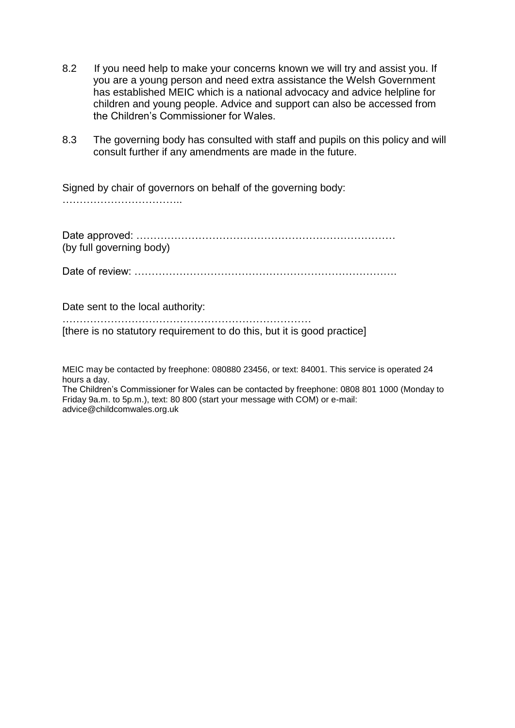8.2 If you need help to make your concerns known we will try and assist you. If you are a young person and need extra assistance the Welsh Government has established MEIC which is a national advocacy and advice helpline for children and young people. Advice and support can also be accessed from the Children's Commissioner for Wales.

8.3 The governing body has consulted with staff and pupils on this policy and will consult further if any amendments are made in the future.

Signed by chair of governors on behalf of the governing body:
……………………………..

Date approved: …………………………………………………………………
(by full governing body)

Date of review: ………………………………………………………………….

Date sent to the local authority:
………………………………………………………………
[there is no statutory requirement to do this, but it is good practice]

MEIC may be contacted by freephone: 080880 23456, or text: 84001. This service is operated 24 hours a day.
The Children's Commissioner for Wales can be contacted by freephone: 0808 801 1000 (Monday to Friday 9a.m. to 5p.m.), text: 80 800 (start your message with COM) or e-mail: advice@childcomwales.org.uk